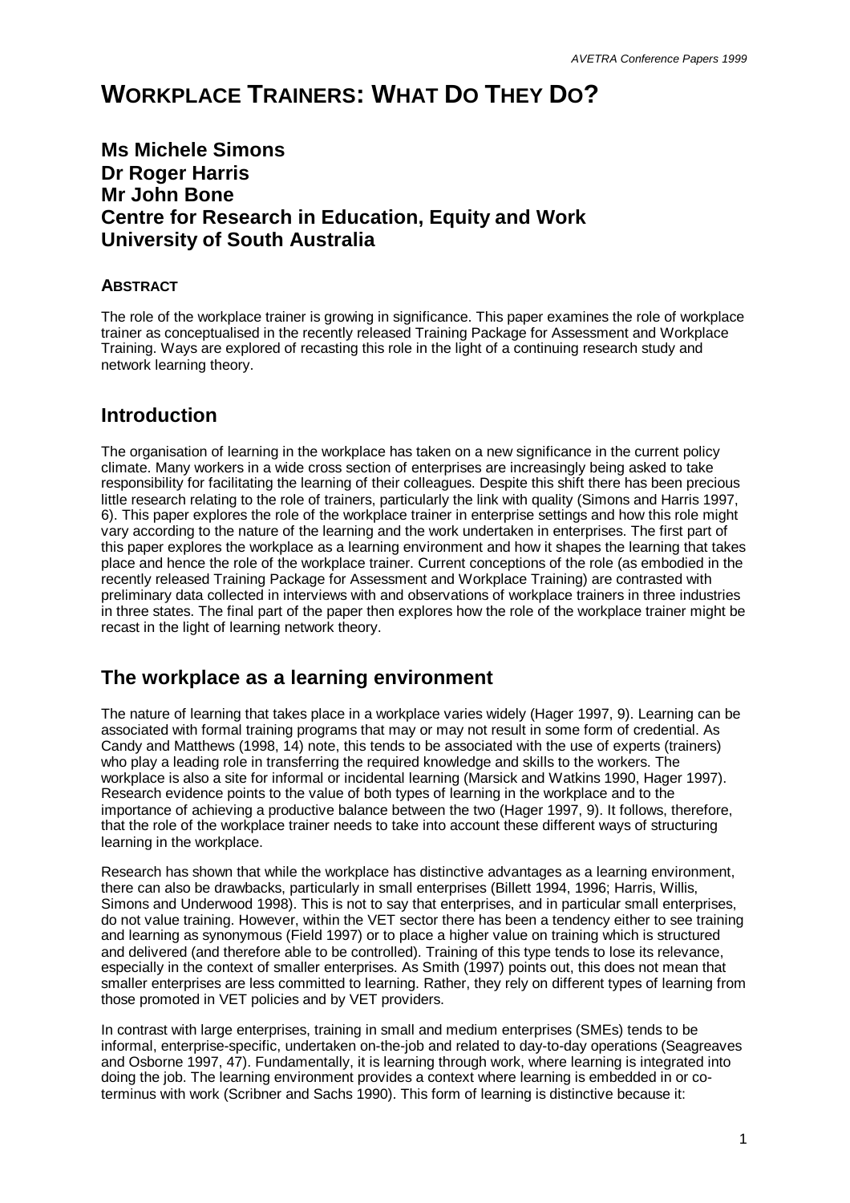# WORKPLACE TRAINERS: WHAT DO THEY DO?

**Ms Michele Simons**
**Dr Roger Harris**
**Mr John Bone**
**Centre for Research in Education, Equity and Work**
**University of South Australia**

### ABSTRACT

The role of the workplace trainer is growing in significance. This paper examines the role of workplace trainer as conceptualised in the recently released Training Package for Assessment and Workplace Training. Ways are explored of recasting this role in the light of a continuing research study and network learning theory.

## Introduction

The organisation of learning in the workplace has taken on a new significance in the current policy climate. Many workers in a wide cross section of enterprises are increasingly being asked to take responsibility for facilitating the learning of their colleagues. Despite this shift there has been precious little research relating to the role of trainers, particularly the link with quality (Simons and Harris 1997, 6). This paper explores the role of the workplace trainer in enterprise settings and how this role might vary according to the nature of the learning and the work undertaken in enterprises. The first part of this paper explores the workplace as a learning environment and how it shapes the learning that takes place and hence the role of the workplace trainer. Current conceptions of the role (as embodied in the recently released Training Package for Assessment and Workplace Training) are contrasted with preliminary data collected in interviews with and observations of workplace trainers in three industries in three states. The final part of the paper then explores how the role of the workplace trainer might be recast in the light of learning network theory.

## The workplace as a learning environment

The nature of learning that takes place in a workplace varies widely (Hager 1997, 9). Learning can be associated with formal training programs that may or may not result in some form of credential. As Candy and Matthews (1998, 14) note, this tends to be associated with the use of experts (trainers) who play a leading role in transferring the required knowledge and skills to the workers. The workplace is also a site for informal or incidental learning (Marsick and Watkins 1990, Hager 1997). Research evidence points to the value of both types of learning in the workplace and to the importance of achieving a productive balance between the two (Hager 1997, 9). It follows, therefore, that the role of the workplace trainer needs to take into account these different ways of structuring learning in the workplace.

Research has shown that while the workplace has distinctive advantages as a learning environment, there can also be drawbacks, particularly in small enterprises (Billett 1994, 1996; Harris, Willis, Simons and Underwood 1998). This is not to say that enterprises, and in particular small enterprises, do not value training. However, within the VET sector there has been a tendency either to see training and learning as synonymous (Field 1997) or to place a higher value on training which is structured and delivered (and therefore able to be controlled). Training of this type tends to lose its relevance, especially in the context of smaller enterprises. As Smith (1997) points out, this does not mean that smaller enterprises are less committed to learning. Rather, they rely on different types of learning from those promoted in VET policies and by VET providers.

In contrast with large enterprises, training in small and medium enterprises (SMEs) tends to be informal, enterprise-specific, undertaken on-the-job and related to day-to-day operations (Seagreaves and Osborne 1997, 47). Fundamentally, it is learning through work, where learning is integrated into doing the job. The learning environment provides a context where learning is embedded in or co-terminus with work (Scribner and Sachs 1990). This form of learning is distinctive because it: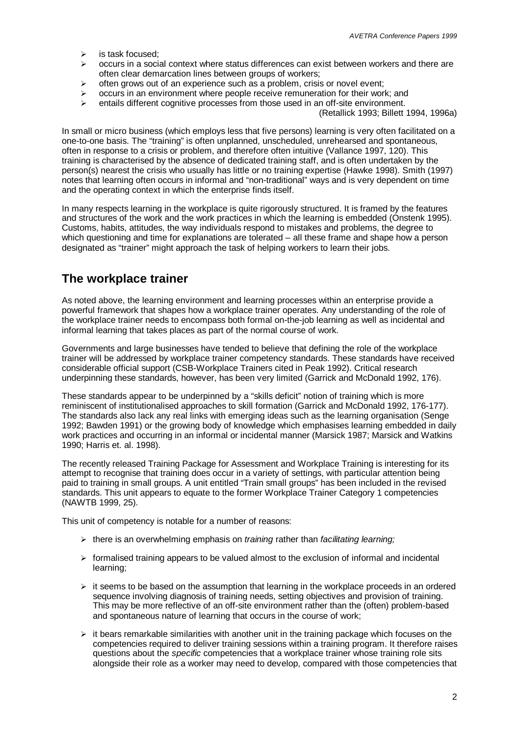- is task focused;
- occurs in a social context where status differences can exist between workers and there are often clear demarcation lines between groups of workers;
- often grows out of an experience such as a problem, crisis or novel event;
- occurs in an environment where people receive remuneration for their work; and
- entails different cognitive processes from those used in an off-site environment.

(Retallick 1993; Billett 1994, 1996a)

In small or micro business (which employs less that five persons) learning is very often facilitated on a one-to-one basis. The "training" is often unplanned, unscheduled, unrehearsed and spontaneous, often in response to a crisis or problem, and therefore often intuitive (Vallance 1997, 120). This training is characterised by the absence of dedicated training staff, and is often undertaken by the person(s) nearest the crisis who usually has little or no training expertise (Hawke 1998). Smith (1997) notes that learning often occurs in informal and "non-traditional" ways and is very dependent on time and the operating context in which the enterprise finds itself.

In many respects learning in the workplace is quite rigorously structured. It is framed by the features and structures of the work and the work practices in which the learning is embedded (Onstenk 1995). Customs, habits, attitudes, the way individuals respond to mistakes and problems, the degree to which questioning and time for explanations are tolerated – all these frame and shape how a person designated as "trainer" might approach the task of helping workers to learn their jobs.

## The workplace trainer

As noted above, the learning environment and learning processes within an enterprise provide a powerful framework that shapes how a workplace trainer operates. Any understanding of the role of the workplace trainer needs to encompass both formal on-the-job learning as well as incidental and informal learning that takes places as part of the normal course of work.

Governments and large businesses have tended to believe that defining the role of the workplace trainer will be addressed by workplace trainer competency standards. These standards have received considerable official support (CSB-Workplace Trainers cited in Peak 1992). Critical research underpinning these standards, however, has been very limited (Garrick and McDonald 1992, 176).

These standards appear to be underpinned by a "skills deficit" notion of training which is more reminiscent of institutionalised approaches to skill formation (Garrick and McDonald 1992, 176-177). The standards also lack any real links with emerging ideas such as the learning organisation (Senge 1992; Bawden 1991) or the growing body of knowledge which emphasises learning embedded in daily work practices and occurring in an informal or incidental manner (Marsick 1987; Marsick and Watkins 1990; Harris et. al. 1998).

The recently released Training Package for Assessment and Workplace Training is interesting for its attempt to recognise that training does occur in a variety of settings, with particular attention being paid to training in small groups. A unit entitled "Train small groups" has been included in the revised standards. This unit appears to equate to the former Workplace Trainer Category 1 competencies (NAWTB 1999, 25).

This unit of competency is notable for a number of reasons:

- there is an overwhelming emphasis on *training* rather than *facilitating learning;*
- formalised training appears to be valued almost to the exclusion of informal and incidental learning;
- it seems to be based on the assumption that learning in the workplace proceeds in an ordered sequence involving diagnosis of training needs, setting objectives and provision of training. This may be more reflective of an off-site environment rather than the (often) problem-based and spontaneous nature of learning that occurs in the course of work;
- it bears remarkable similarities with another unit in the training package which focuses on the competencies required to deliver training sessions within a training program. It therefore raises questions about the *specific* competencies that a workplace trainer whose training role sits alongside their role as a worker may need to develop, compared with those competencies that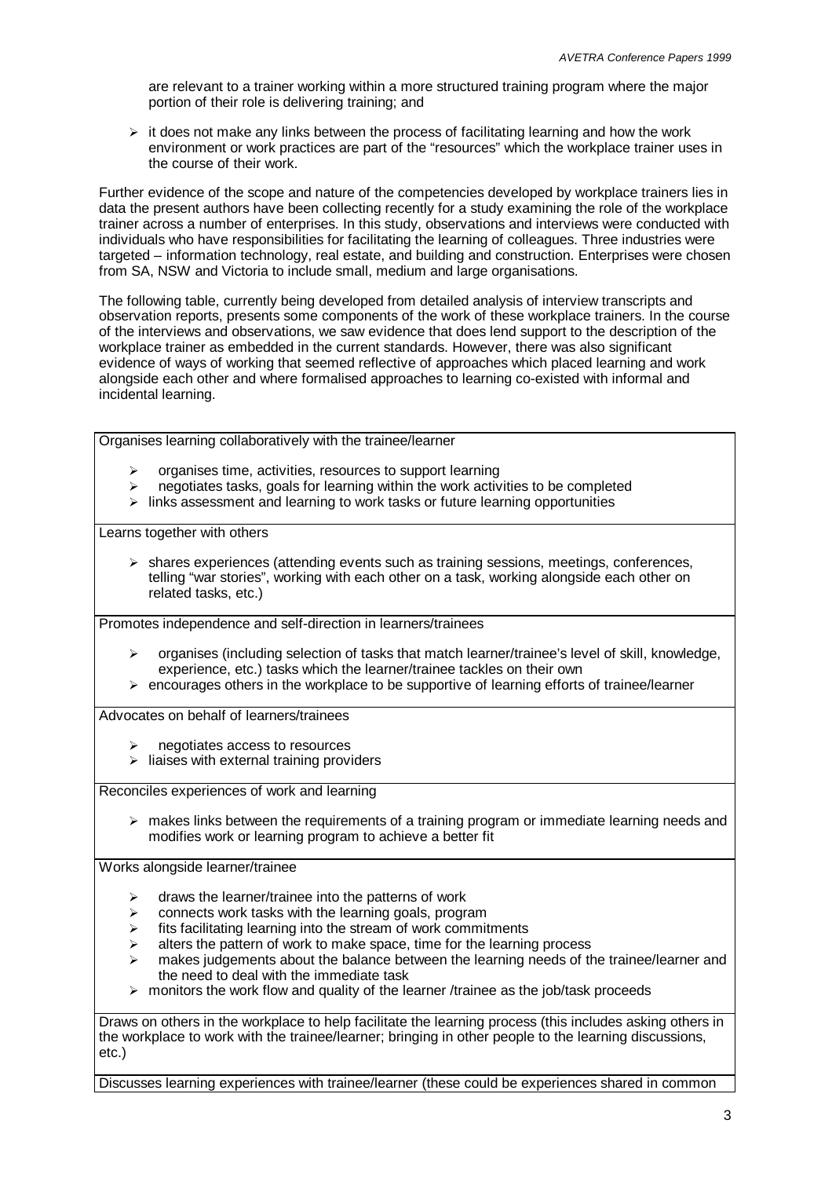are relevant to a trainer working within a more structured training program where the major portion of their role is delivering training; and

- it does not make any links between the process of facilitating learning and how the work environment or work practices are part of the "resources" which the workplace trainer uses in the course of their work.

Further evidence of the scope and nature of the competencies developed by workplace trainers lies in data the present authors have been collecting recently for a study examining the role of the workplace trainer across a number of enterprises. In this study, observations and interviews were conducted with individuals who have responsibilities for facilitating the learning of colleagues. Three industries were targeted – information technology, real estate, and building and construction. Enterprises were chosen from SA, NSW and Victoria to include small, medium and large organisations.

The following table, currently being developed from detailed analysis of interview transcripts and observation reports, presents some components of the work of these workplace trainers. In the course of the interviews and observations, we saw evidence that does lend support to the description of the workplace trainer as embedded in the current standards. However, there was also significant evidence of ways of working that seemed reflective of approaches which placed learning and work alongside each other and where formalised approaches to learning co-existed with informal and incidental learning.

| |
|---|
| Organises learning collaboratively with the trainee/learner<br>- organises time, activities, resources to support learning<br>- negotiates tasks, goals for learning within the work activities to be completed<br>- links assessment and learning to work tasks or future learning opportunities |
| Learns together with others<br>- shares experiences (attending events such as training sessions, meetings, conferences, telling "war stories", working with each other on a task, working alongside each other on related tasks, etc.) |
| Promotes independence and self-direction in learners/trainees<br>- organises (including selection of tasks that match learner/trainee's level of skill, knowledge, experience, etc.) tasks which the learner/trainee tackles on their own<br>- encourages others in the workplace to be supportive of learning efforts of trainee/learner |
| Advocates on behalf of learners/trainees<br>- negotiates access to resources<br>- liaises with external training providers |
| Reconciles experiences of work and learning<br>- makes links between the requirements of a training program or immediate learning needs and modifies work or learning program to achieve a better fit |
| Works alongside learner/trainee<br>- draws the learner/trainee into the patterns of work<br>- connects work tasks with the learning goals, program<br>- fits facilitating learning into the stream of work commitments<br>- alters the pattern of work to make space, time for the learning process<br>- makes judgements about the balance between the learning needs of the trainee/learner and the need to deal with the immediate task<br>- monitors the work flow and quality of the learner /trainee as the job/task proceeds |
| Draws on others in the workplace to help facilitate the learning process (this includes asking others in the workplace to work with the trainee/learner; bringing in other people to the learning discussions, etc.) |
| Discusses learning experiences with trainee/learner (these could be experiences shared in common |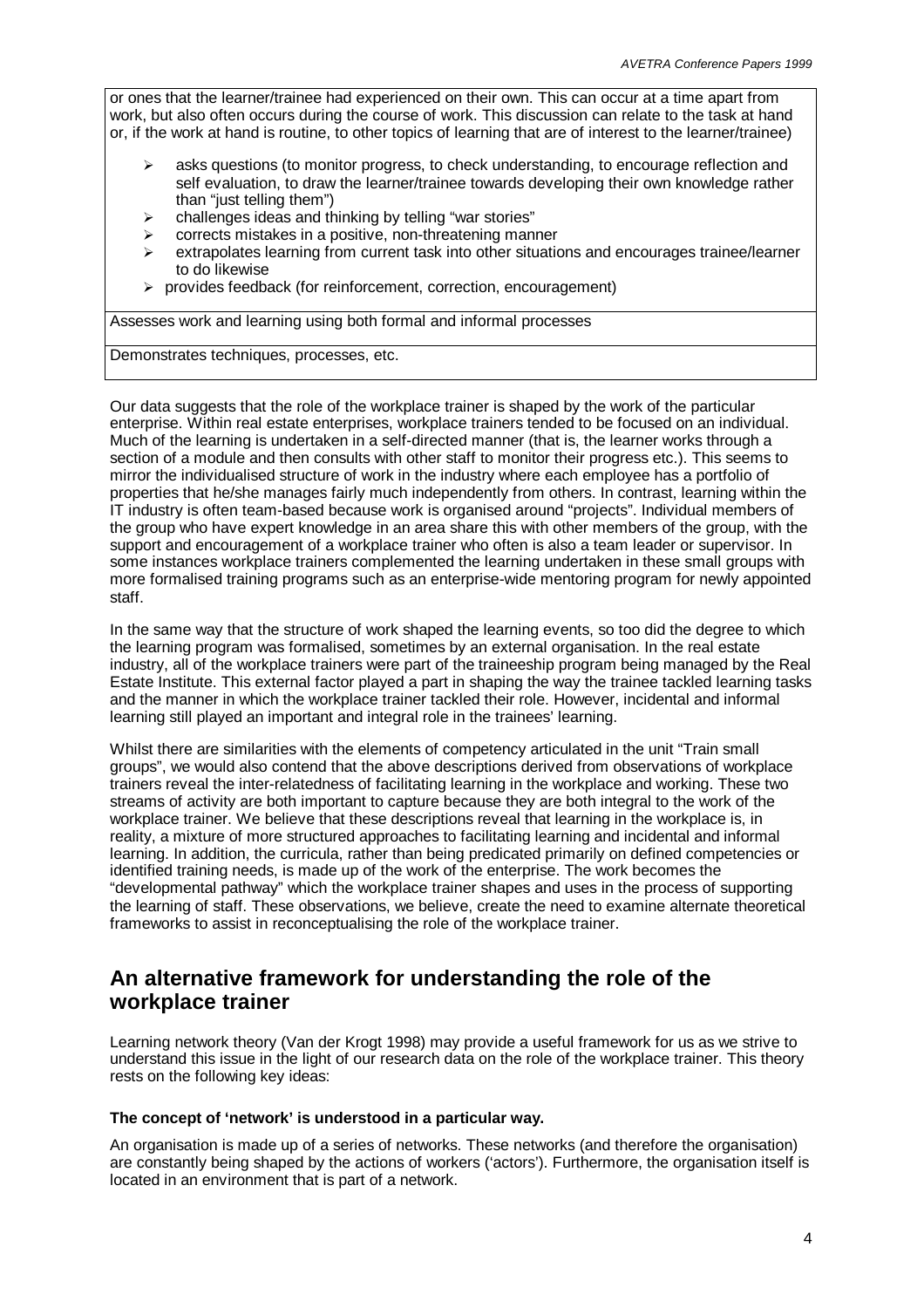| |
|---|
| or ones that the learner/trainee had experienced on their own. This can occur at a time apart from work, but also often occurs during the course of work. This discussion can relate to the task at hand or, if the work at hand is routine, to other topics of learning that are of interest to the learner/trainee)<br>➢ asks questions (to monitor progress, to check understanding, to encourage reflection and self evaluation, to draw the learner/trainee towards developing their own knowledge rather than "just telling them")<br>➢ challenges ideas and thinking by telling "war stories"<br>➢ corrects mistakes in a positive, non-threatening manner<br>➢ extrapolates learning from current task into other situations and encourages trainee/learner to do likewise<br>➢ provides feedback (for reinforcement, correction, encouragement) |
| Assesses work and learning using both formal and informal processes |
| Demonstrates techniques, processes, etc. |

Our data suggests that the role of the workplace trainer is shaped by the work of the particular enterprise. Within real estate enterprises, workplace trainers tended to be focused on an individual. Much of the learning is undertaken in a self-directed manner (that is, the learner works through a section of a module and then consults with other staff to monitor their progress etc.). This seems to mirror the individualised structure of work in the industry where each employee has a portfolio of properties that he/she manages fairly much independently from others. In contrast, learning within the IT industry is often team-based because work is organised around "projects". Individual members of the group who have expert knowledge in an area share this with other members of the group, with the support and encouragement of a workplace trainer who often is also a team leader or supervisor. In some instances workplace trainers complemented the learning undertaken in these small groups with more formalised training programs such as an enterprise-wide mentoring program for newly appointed staff.

In the same way that the structure of work shaped the learning events, so too did the degree to which the learning program was formalised, sometimes by an external organisation. In the real estate industry, all of the workplace trainers were part of the traineeship program being managed by the Real Estate Institute. This external factor played a part in shaping the way the trainee tackled learning tasks and the manner in which the workplace trainer tackled their role. However, incidental and informal learning still played an important and integral role in the trainees' learning.

Whilst there are similarities with the elements of competency articulated in the unit "Train small groups", we would also contend that the above descriptions derived from observations of workplace trainers reveal the inter-relatedness of facilitating learning in the workplace and working. These two streams of activity are both important to capture because they are both integral to the work of the workplace trainer. We believe that these descriptions reveal that learning in the workplace is, in reality, a mixture of more structured approaches to facilitating learning and incidental and informal learning. In addition, the curricula, rather than being predicated primarily on defined competencies or identified training needs, is made up of the work of the enterprise. The work becomes the "developmental pathway" which the workplace trainer shapes and uses in the process of supporting the learning of staff. These observations, we believe, create the need to examine alternate theoretical frameworks to assist in reconceptualising the role of the workplace trainer.

## An alternative framework for understanding the role of the workplace trainer

Learning network theory (Van der Krogt 1998) may provide a useful framework for us as we strive to understand this issue in the light of our research data on the role of the workplace trainer. This theory rests on the following key ideas:

#### The concept of 'network' is understood in a particular way.

An organisation is made up of a series of networks. These networks (and therefore the organisation) are constantly being shaped by the actions of workers ('actors'). Furthermore, the organisation itself is located in an environment that is part of a network.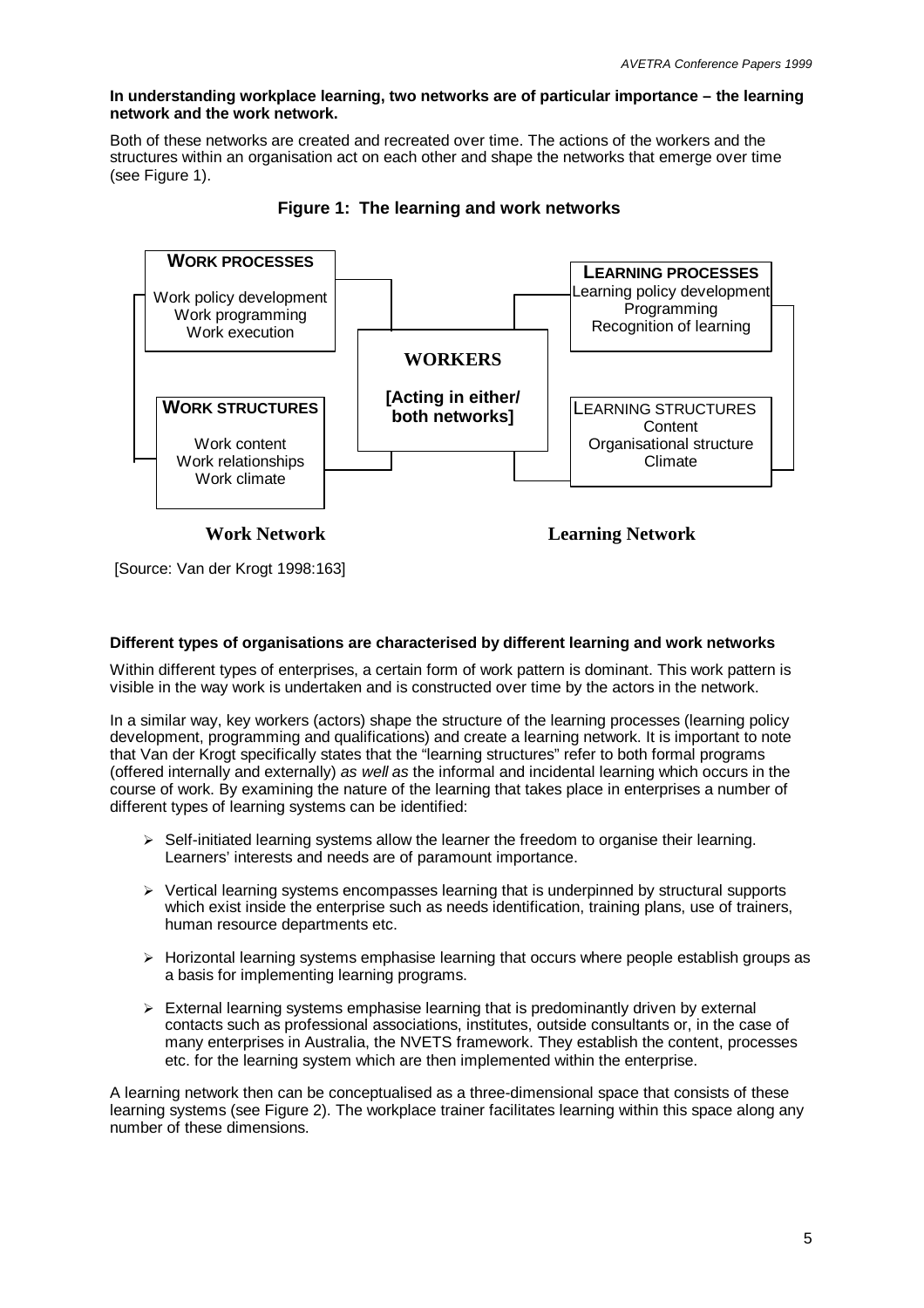**In understanding workplace learning, two networks are of particular importance – the learning network and the work network.**

Both of these networks are created and recreated over time. The actions of the workers and the structures within an organisation act on each other and shape the networks that emerge over time (see Figure 1).

**Figure 1: The learning and work networks**

**WORK PROCESSES**
Work policy development
Work programming
Work execution

**WORK STRUCTURES**
Work content
Work relationships
Work climate

**WORKERS**
**[Acting in either/ both networks]**

**LEARNING PROCESSES**
Learning policy development
Programming
Recognition of learning

LEARNING STRUCTURES
Content
Organisational structure
Climate

**Work Network** | **Learning Network**

[Source: Van der Krogt 1998:163]

**Different types of organisations are characterised by different learning and work networks**

Within different types of enterprises, a certain form of work pattern is dominant. This work pattern is visible in the way work is undertaken and is constructed over time by the actors in the network.

In a similar way, key workers (actors) shape the structure of the learning processes (learning policy development, programming and qualifications) and create a learning network. It is important to note that Van der Krogt specifically states that the "learning structures" refer to both formal programs (offered internally and externally) *as well as* the informal and incidental learning which occurs in the course of work. By examining the nature of the learning that takes place in enterprises a number of different types of learning systems can be identified:

- Self-initiated learning systems allow the learner the freedom to organise their learning. Learners' interests and needs are of paramount importance.
- Vertical learning systems encompasses learning that is underpinned by structural supports which exist inside the enterprise such as needs identification, training plans, use of trainers, human resource departments etc.
- Horizontal learning systems emphasise learning that occurs where people establish groups as a basis for implementing learning programs.
- External learning systems emphasise learning that is predominantly driven by external contacts such as professional associations, institutes, outside consultants or, in the case of many enterprises in Australia, the NVETS framework. They establish the content, processes etc. for the learning system which are then implemented within the enterprise.

A learning network then can be conceptualised as a three-dimensional space that consists of these learning systems (see Figure 2). The workplace trainer facilitates learning within this space along any number of these dimensions.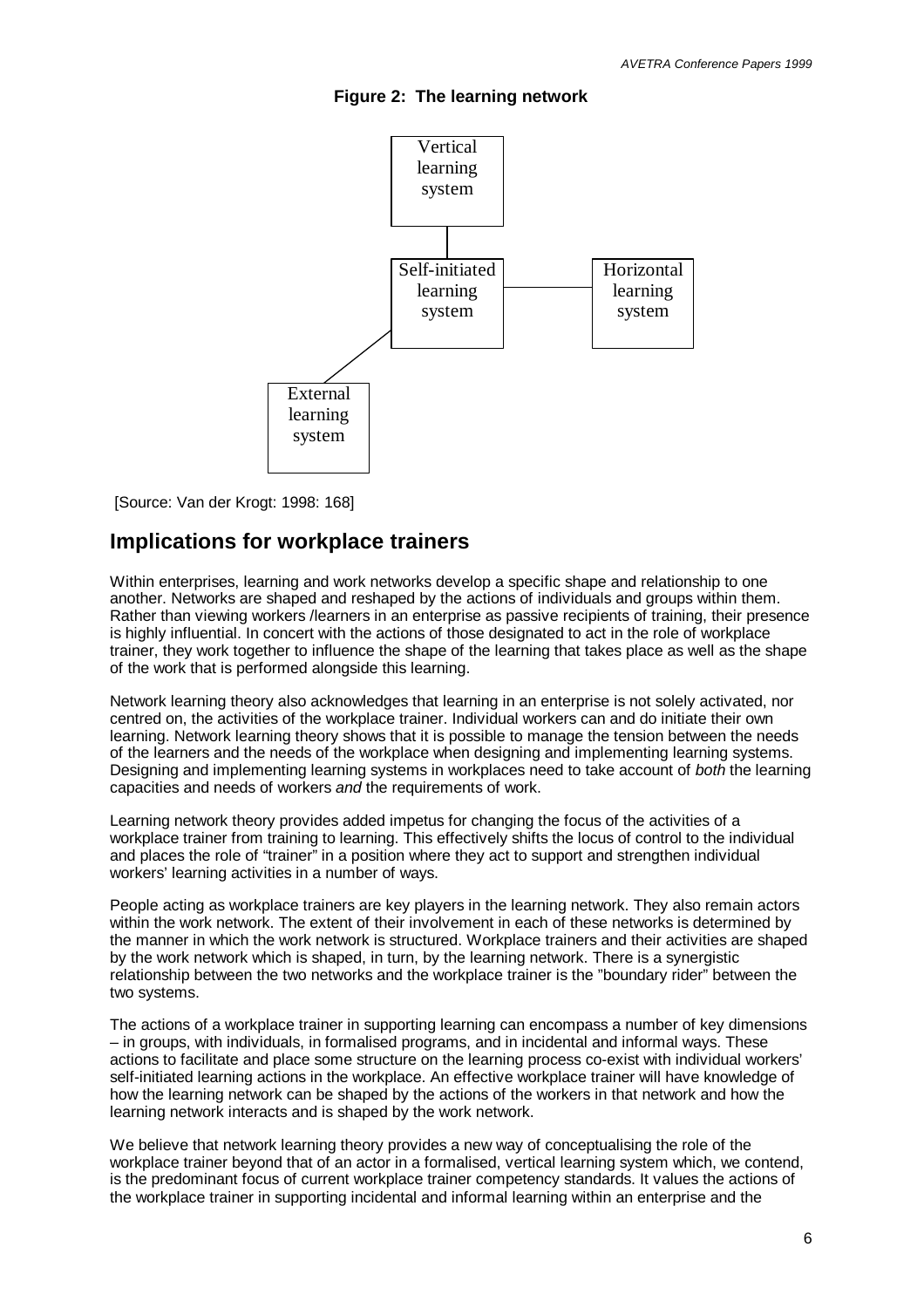**Figure 2: The learning network**

Vertical learning system

Self-initiated learning system

Horizontal learning system

External learning system

[Source: Van der Krogt: 1998: 168]

## Implications for workplace trainers

Within enterprises, learning and work networks develop a specific shape and relationship to one another. Networks are shaped and reshaped by the actions of individuals and groups within them. Rather than viewing workers /learners in an enterprise as passive recipients of training, their presence is highly influential. In concert with the actions of those designated to act in the role of workplace trainer, they work together to influence the shape of the learning that takes place as well as the shape of the work that is performed alongside this learning.

Network learning theory also acknowledges that learning in an enterprise is not solely activated, nor centred on, the activities of the workplace trainer. Individual workers can and do initiate their own learning. Network learning theory shows that it is possible to manage the tension between the needs of the learners and the needs of the workplace when designing and implementing learning systems. Designing and implementing learning systems in workplaces need to take account of *both* the learning capacities and needs of workers *and* the requirements of work.

Learning network theory provides added impetus for changing the focus of the activities of a workplace trainer from training to learning. This effectively shifts the locus of control to the individual and places the role of "trainer" in a position where they act to support and strengthen individual workers' learning activities in a number of ways.

People acting as workplace trainers are key players in the learning network. They also remain actors within the work network. The extent of their involvement in each of these networks is determined by the manner in which the work network is structured. Workplace trainers and their activities are shaped by the work network which is shaped, in turn, by the learning network. There is a synergistic relationship between the two networks and the workplace trainer is the "boundary rider" between the two systems.

The actions of a workplace trainer in supporting learning can encompass a number of key dimensions – in groups, with individuals, in formalised programs, and in incidental and informal ways. These actions to facilitate and place some structure on the learning process co-exist with individual workers' self-initiated learning actions in the workplace. An effective workplace trainer will have knowledge of how the learning network can be shaped by the actions of the workers in that network and how the learning network interacts and is shaped by the work network.

We believe that network learning theory provides a new way of conceptualising the role of the workplace trainer beyond that of an actor in a formalised, vertical learning system which, we contend, is the predominant focus of current workplace trainer competency standards. It values the actions of the workplace trainer in supporting incidental and informal learning within an enterprise and the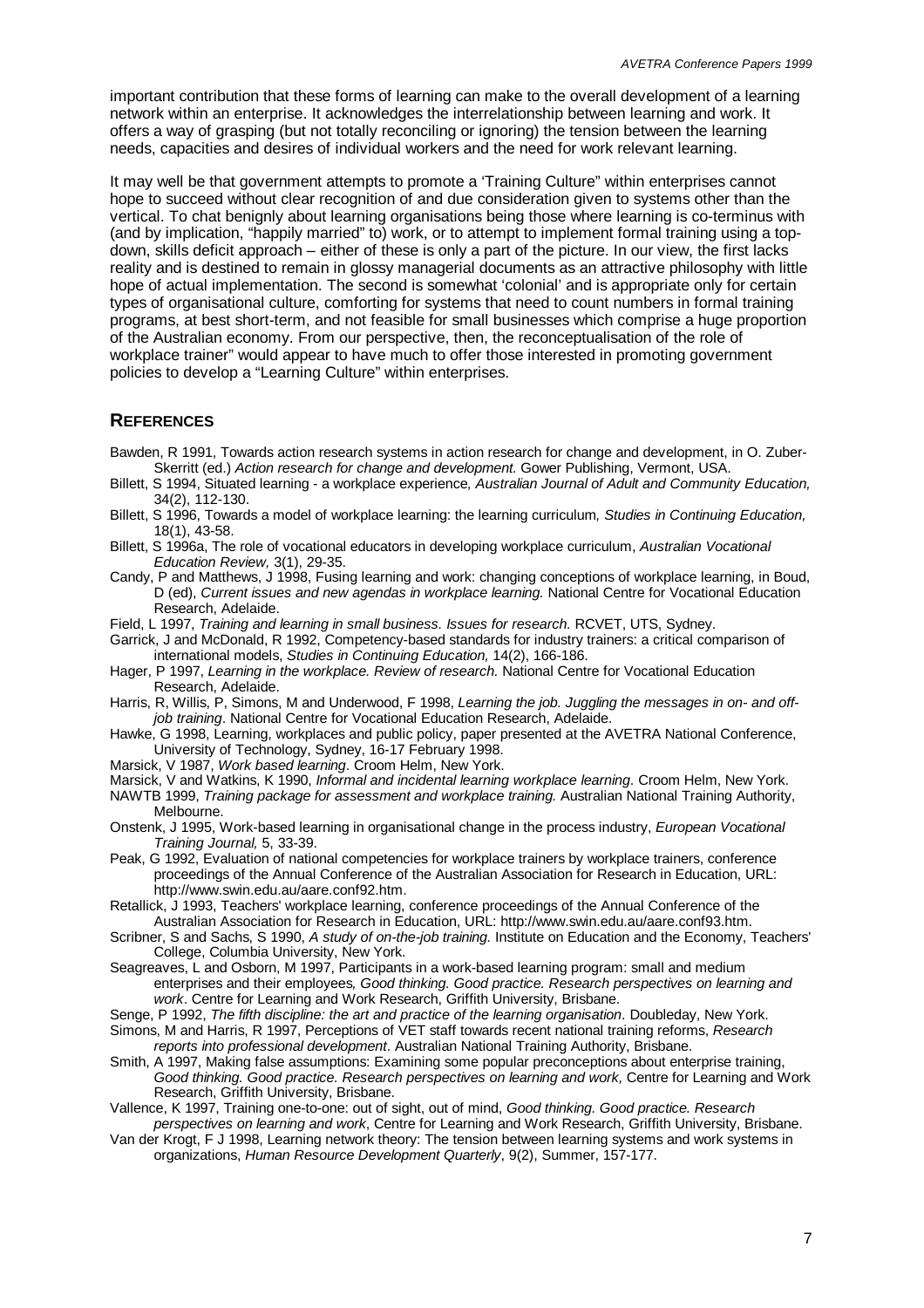important contribution that these forms of learning can make to the overall development of a learning network within an enterprise. It acknowledges the interrelationship between learning and work. It offers a way of grasping (but not totally reconciling or ignoring) the tension between the learning needs, capacities and desires of individual workers and the need for work relevant learning.

It may well be that government attempts to promote a 'Training Culture" within enterprises cannot hope to succeed without clear recognition of and due consideration given to systems other than the vertical. To chat benignly about learning organisations being those where learning is co-terminus with (and by implication, "happily married" to) work, or to attempt to implement formal training using a top-down, skills deficit approach – either of these is only a part of the picture. In our view, the first lacks reality and is destined to remain in glossy managerial documents as an attractive philosophy with little hope of actual implementation. The second is somewhat 'colonial' and is appropriate only for certain types of organisational culture, comforting for systems that need to count numbers in formal training programs, at best short-term, and not feasible for small businesses which comprise a huge proportion of the Australian economy. From our perspective, then, the reconceptualisation of the role of workplace trainer" would appear to have much to offer those interested in promoting government policies to develop a "Learning Culture" within enterprises.

## REFERENCES

Bawden, R 1991, Towards action research systems in action research for change and development, in O. Zuber-Skerritt (ed.) *Action research for change and development.* Gower Publishing, Vermont, USA.

Billett, S 1994, Situated learning - a workplace experience*, Australian Journal of Adult and Community Education,* 34(2), 112-130.

Billett, S 1996, Towards a model of workplace learning: the learning curriculum*, Studies in Continuing Education,* 18(1), 43-58.

Billett, S 1996a, The role of vocational educators in developing workplace curriculum, *Australian Vocational Education Review,* 3(1), 29-35.

Candy, P and Matthews, J 1998, Fusing learning and work: changing conceptions of workplace learning, in Boud, D (ed), *Current issues and new agendas in workplace learning.* National Centre for Vocational Education Research, Adelaide.

Field, L 1997, *Training and learning in small business. Issues for research.* RCVET, UTS, Sydney.

Garrick, J and McDonald, R 1992, Competency-based standards for industry trainers: a critical comparison of international models, *Studies in Continuing Education,* 14(2), 166-186.

Hager, P 1997, *Learning in the workplace. Review of research.* National Centre for Vocational Education Research, Adelaide.

Harris, R, Willis, P, Simons, M and Underwood, F 1998, *Learning the job. Juggling the messages in on- and off-job training*. National Centre for Vocational Education Research, Adelaide.

Hawke, G 1998, Learning, workplaces and public policy, paper presented at the AVETRA National Conference, University of Technology, Sydney, 16-17 February 1998.

Marsick, V 1987, *Work based learning*. Croom Helm, New York.

Marsick, V and Watkins, K 1990, *Informal and incidental learning workplace learning*. Croom Helm, New York.

NAWTB 1999, *Training package for assessment and workplace training.* Australian National Training Authority, Melbourne.

Onstenk, J 1995, Work-based learning in organisational change in the process industry, *European Vocational Training Journal,* 5, 33-39.

Peak, G 1992, Evaluation of national competencies for workplace trainers by workplace trainers, conference proceedings of the Annual Conference of the Australian Association for Research in Education, URL: http://www.swin.edu.au/aare.conf92.htm.

Retallick, J 1993, Teachers' workplace learning, conference proceedings of the Annual Conference of the Australian Association for Research in Education, URL: http://www.swin.edu.au/aare.conf93.htm.

Scribner, S and Sachs, S 1990, *A study of on-the-job training.* Institute on Education and the Economy, Teachers' College, Columbia University, New York.

Seagreaves, L and Osborn, M 1997, Participants in a work-based learning program: small and medium enterprises and their employees*, Good thinking. Good practice. Research perspectives on learning and work*. Centre for Learning and Work Research, Griffith University, Brisbane.

Senge, P 1992, *The fifth discipline: the art and practice of the learning organisation*. Doubleday, New York.

Simons, M and Harris, R 1997, Perceptions of VET staff towards recent national training reforms, *Research reports into professional development*. Australian National Training Authority, Brisbane.

Smith, A 1997, Making false assumptions: Examining some popular preconceptions about enterprise training, *Good thinking. Good practice. Research perspectives on learning and work,* Centre for Learning and Work Research, Griffith University, Brisbane.

Vallence, K 1997, Training one-to-one: out of sight, out of mind, *Good thinking. Good practice. Research perspectives on learning and work*, Centre for Learning and Work Research, Griffith University, Brisbane.

Van der Krogt, F J 1998, Learning network theory: The tension between learning systems and work systems in organizations, *Human Resource Development Quarterly*, 9(2), Summer, 157-177.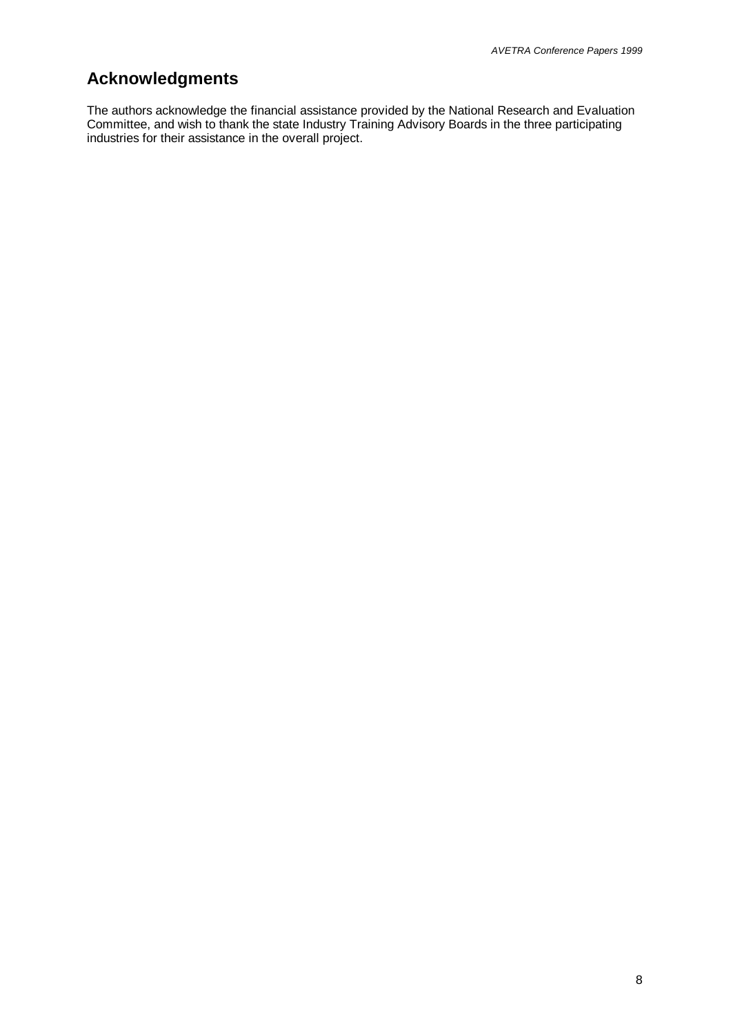## Acknowledgments

The authors acknowledge the financial assistance provided by the National Research and Evaluation Committee, and wish to thank the state Industry Training Advisory Boards in the three participating industries for their assistance in the overall project.